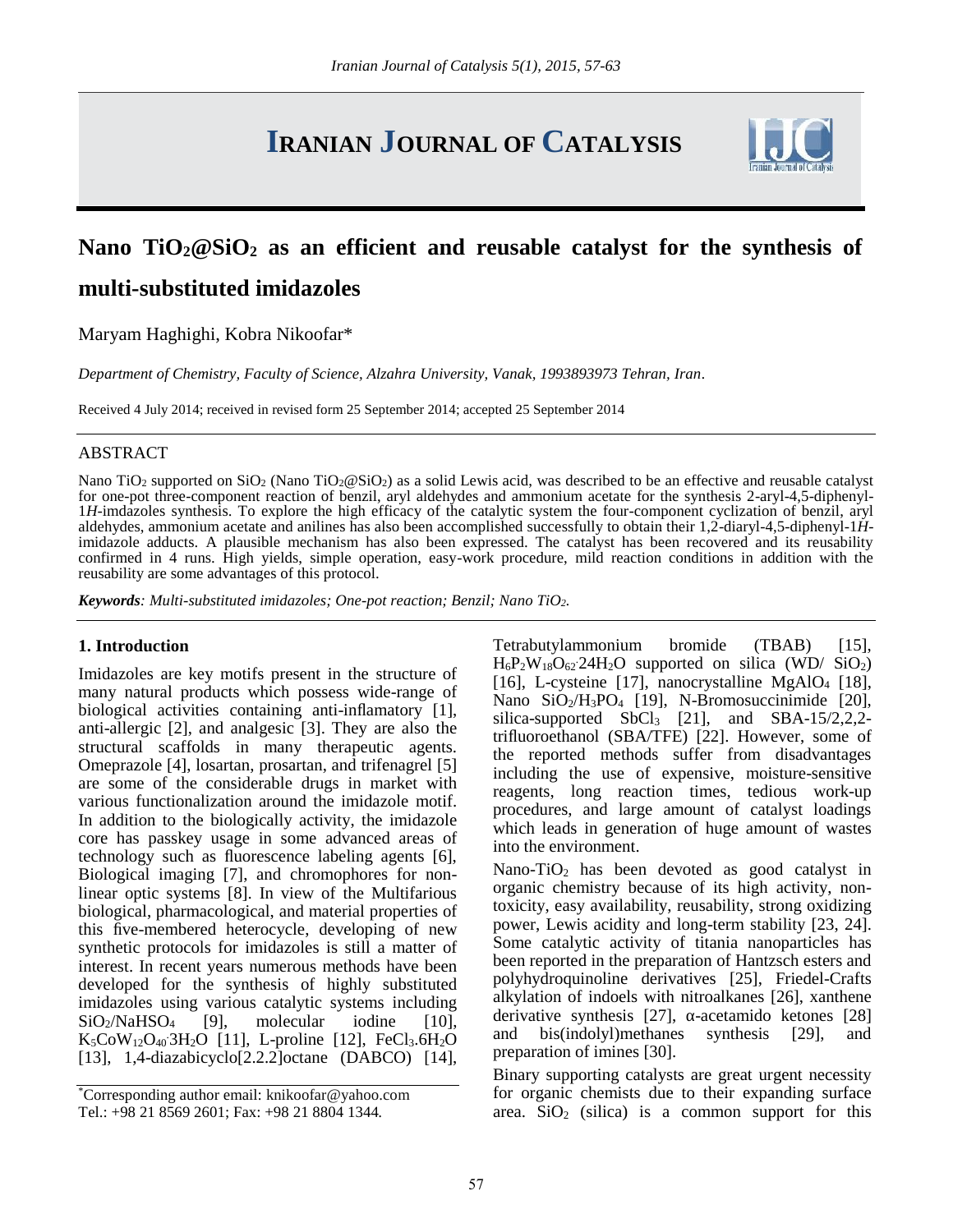# Nano $TiO_2@SiO_2$ as an efficient and reusable catalyst for the synthesis of multi-substituted imidazoles

Maryam Haghighi, Kobra Nikoofar*

*Department of Chemistry, Faculty of Science, Alzahra University, Vanak, 1993893973 Tehran, Iran.*

Received 4 July 2014; received in revised form 25 September 2014; accepted 25 September 2014

## ABSTRACT

Nano $TiO_2$ supported on $SiO_2$ (Nano $TiO_2@SiO_2$) as a solid Lewis acid, was described to be an effective and reusable catalyst for one-pot three-component reaction of benzil, aryl aldehydes and ammonium acetate for the synthesis 2-aryl-4,5-diphenyl-1*H*-imdazoles synthesis. To explore the high efficacy of the catalytic system the four-component cyclization of benzil, aryl aldehydes, ammonium acetate and anilines has also been accomplished successfully to obtain their 1,2-diaryl-4,5-diphenyl-1*H*-imidazole adducts. A plausible mechanism has also been expressed. The catalyst has been recovered and its reusability confirmed in 4 runs. High yields, simple operation, easy-work procedure, mild reaction conditions in addition with the reusability are some advantages of this protocol.

***Keywords****: Multi-substituted imidazoles; One-pot reaction; Benzil; Nano $TiO_2$.*

## 1. Introduction

Imidazoles are key motifs present in the structure of many natural products which possess wide-range of biological activities containing anti-inflamatory [1], anti-allergic [2], and analgesic [3]. They are also the structural scaffolds in many therapeutic agents. Omeprazole [4], losartan, prosartan, and trifenagrel [5] are some of the considerable drugs in market with various functionalization around the imidazole motif. In addition to the biologically activity, the imidazole core has passkey usage in some advanced areas of technology such as fluorescence labeling agents [6], Biological imaging [7], and chromophores for non-linear optic systems [8]. In view of the Multifarious biological, pharmacological, and material properties of this five-membered heterocycle, developing of new synthetic protocols for imidazoles is still a matter of interest. In recent years numerous methods have been developed for the synthesis of highly substituted imidazoles using various catalytic systems including $SiO_2/NaHSO_4$ [9], molecular iodine [10], $K_5CoW_{12}O_{40}·3H_2O$ [11], L-proline [12], $FeCl_3.6H_2O$ [13], 1,4-diazabicyclo[2.2.2]octane (DABCO) [14], Tetrabutylammonium bromide (TBAB) [15], $H_6P_2W_{18}O_{62}·24H_2O$ supported on silica (WD/ $SiO_2$) [16], L-cysteine [17], nanocrystalline $MgAlO_4$ [18], Nano $SiO_2/H_3PO_4$ [19], N-Bromosuccinimide [20], silica-supported $SbCl_3$ [21], and SBA-15/2,2,2-trifluoroethanol (SBA/TFE) [22]. However, some of the reported methods suffer from disadvantages including the use of expensive, moisture-sensitive reagents, long reaction times, tedious work-up procedures, and large amount of catalyst loadings which leads in generation of huge amount of wastes into the environment.

Nano-$TiO_2$ has been devoted as good catalyst in organic chemistry because of its high activity, non-toxicity, easy availability, reusability, strong oxidizing power, Lewis acidity and long-term stability [23, 24]. Some catalytic activity of titania nanoparticles has been reported in the preparation of Hantzsch esters and polyhydroquinoline derivatives [25], Friedel-Crafts alkylation of indoels with nitroalkanes [26], xanthene derivative synthesis [27], α-acetamido ketones [28] and bis(indolyl)methanes synthesis [29], and preparation of imines [30].

Binary supporting catalysts are great urgent necessity for organic chemists due to their expanding surface area. $SiO_2$ (silica) is a common support for this

*Corresponding author email: knikoofar@yahoo.com
Tel.: +98 21 8569 2601; Fax: +98 21 8804 1344.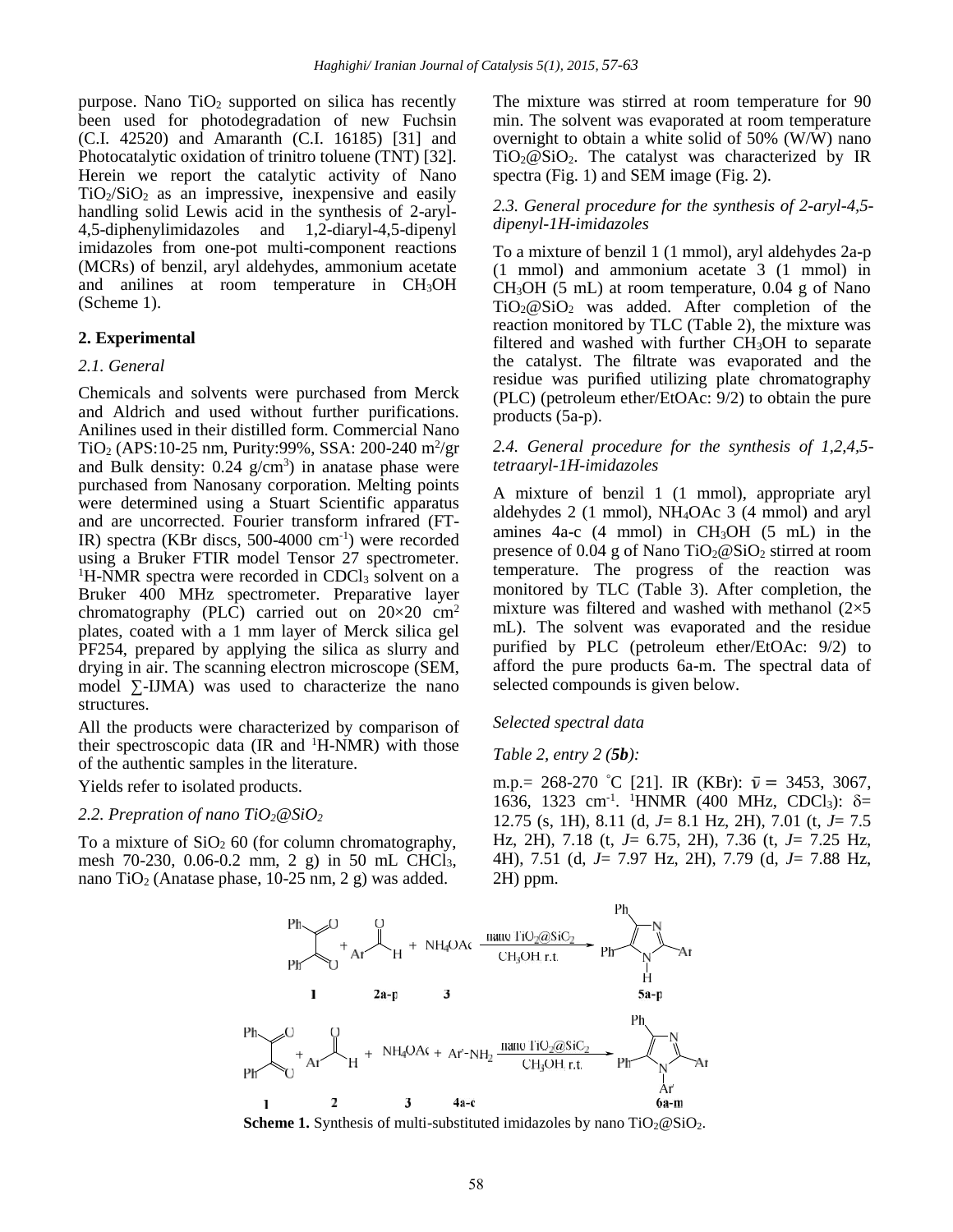purpose. Nano $TiO_2$ supported on silica has recently been used for photodegradation of new Fuchsin (C.I. 42520) and Amaranth (C.I. 16185) [31] and Photocatalytic oxidation of trinitro toluene (TNT) [32]. Herein we report the catalytic activity of Nano $TiO_2/SiO_2$ as an impressive, inexpensive and easily handling solid Lewis acid in the synthesis of 2-aryl-4,5-diphenylimidazoles and 1,2-diaryl-4,5-dipenyl imidazoles from one-pot multi-component reactions (MCRs) of benzil, aryl aldehydes, ammonium acetate and anilines at room temperature in $CH_3OH$ (Scheme 1).

## 2. Experimental

### *2.1. General*

Chemicals and solvents were purchased from Merck and Aldrich and used without further purifications. Anilines used in their distilled form. Commercial Nano $TiO_2$ (APS:10-25 nm, Purity:99%, SSA: 200-240 $m^2/gr$ and Bulk density: 0.24 $g/cm^3$) in anatase phase were purchased from Nanosany corporation. Melting points were determined using a Stuart Scientific apparatus and are uncorrected. Fourier transform infrared (FT-IR) spectra (KBr discs, 500-4000 $cm^{-1}$) were recorded using a Bruker FTIR model Tensor 27 spectrometer. $^1$H-NMR spectra were recorded in $CDCl_3$ solvent on a Bruker 400 MHz spectrometer. Preparative layer chromatography (PLC) carried out on 20×20 $cm^2$ plates, coated with a 1 mm layer of Merck silica gel PF254, prepared by applying the silica as slurry and drying in air. The scanning electron microscope (SEM, model ∑-IJMA) was used to characterize the nano structures.

All the products were characterized by comparison of their spectroscopic data (IR and $^1$H-NMR) with those of the authentic samples in the literature.

Yields refer to isolated products.

### *2.2. Prepration of nano $TiO_2$@$SiO_2$*

To a mixture of $SiO_2$ 60 (for column chromatography, mesh 70-230, 0.06-0.2 mm, 2 g) in 50 mL $CHCl_3$, nano $TiO_2$ (Anatase phase, 10-25 nm, 2 g) was added. The mixture was stirred at room temperature for 90 min. The solvent was evaporated at room temperature overnight to obtain a white solid of 50% (W/W) nano $TiO_2$@$SiO_2$. The catalyst was characterized by IR spectra (Fig. 1) and SEM image (Fig. 2).

### *2.3. General procedure for the synthesis of 2-aryl-4,5-dipenyl-1H-imidazoles*

To a mixture of benzil 1 (1 mmol), aryl aldehydes 2a-p (1 mmol) and ammonium acetate 3 (1 mmol) in $CH_3OH$ (5 mL) at room temperature, 0.04 g of Nano $TiO_2$@$SiO_2$ was added. After completion of the reaction monitored by TLC (Table 2), the mixture was filtered and washed with further $CH_3OH$ to separate the catalyst. The filtrate was evaporated and the residue was purified utilizing plate chromatography (PLC) (petroleum ether/EtOAc: 9/2) to obtain the pure products (5a-p).

### *2.4. General procedure for the synthesis of 1,2,4,5-tetraaryl-1H-imidazoles*

A mixture of benzil 1 (1 mmol), appropriate aryl aldehydes 2 (1 mmol), $NH_4OAc$ 3 (4 mmol) and aryl amines 4a-c (4 mmol) in $CH_3OH$ (5 mL) in the presence of 0.04 g of Nano $TiO_2$@$SiO_2$ stirred at room temperature. The progress of the reaction was monitored by TLC (Table 3). After completion, the mixture was filtered and washed with methanol (2×5 mL). The solvent was evaporated and the residue purified by PLC (petroleum ether/EtOAc: 9/2) to afford the pure products 6a-m. The spectral data of selected compounds is given below.

*Selected spectral data*

*Table 2, entry 2 (**5b**):*

m.p.= 268-270 °C [21]. IR (KBr): $\bar{\nu}$ = 3453, 3067, 1636, 1323 $cm^{-1}$. $^1$HNMR (400 MHz, $CDCl_3$): δ= 12.75 (s, 1H), 8.11 (d, *J*= 8.1 Hz, 2H), 7.01 (t, *J*= 7.5 Hz, 2H), 7.18 (t, *J*= 6.75, 2H), 7.36 (t, *J*= 7.25 Hz, 4H), 7.51 (d, *J*= 7.97 Hz, 2H), 7.79 (d, *J*= 7.88 Hz, 2H) ppm.

**Scheme 1.** Synthesis of multi-substituted imidazoles by nano $TiO_2$@$SiO_2$.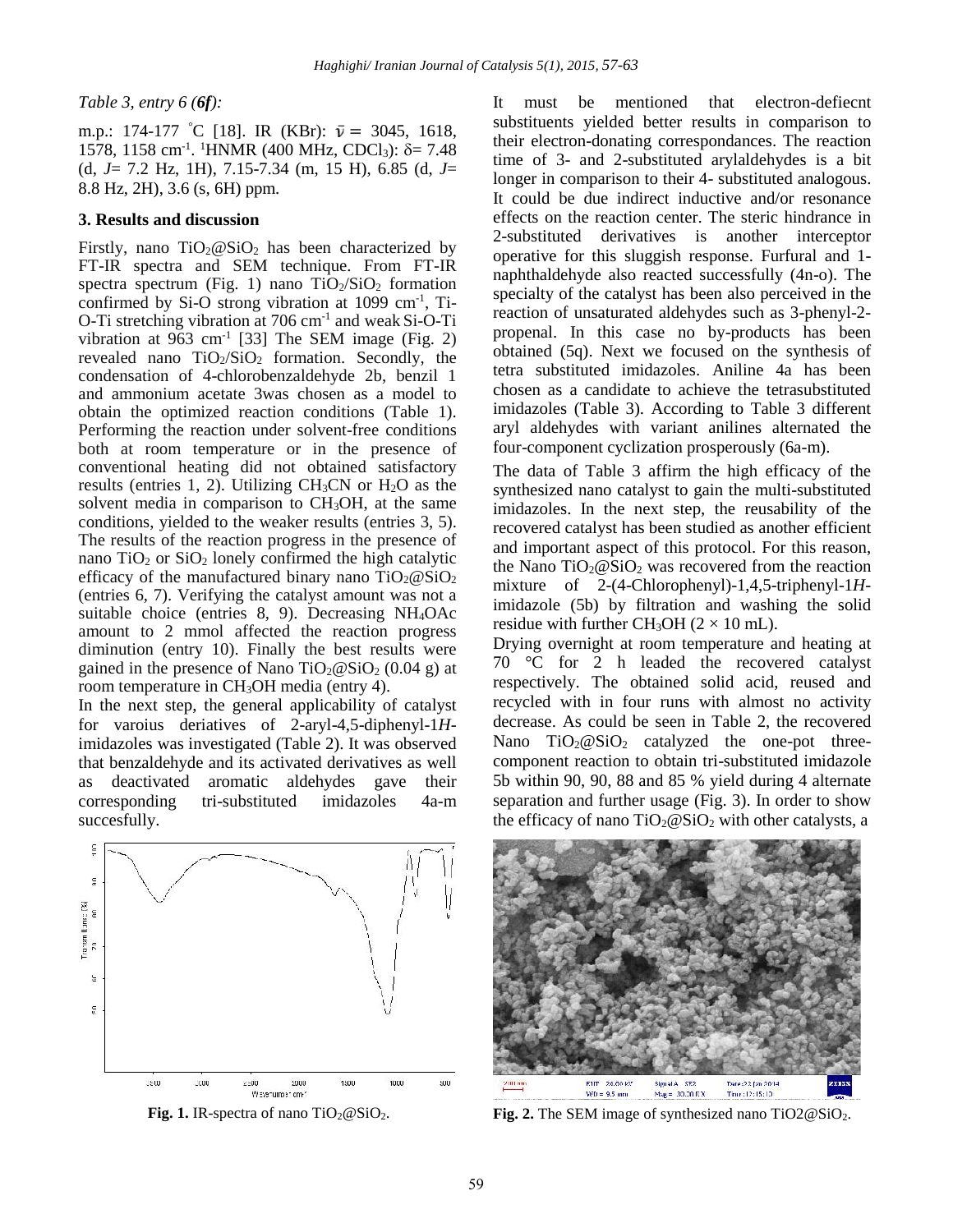*Table 3, entry 6 (**6f**):*

m.p.: 174-177 °C [18]. IR (KBr): $\bar{\nu}$ = 3045, 1618, 1578, 1158 cm$^{-1}$. $^1$HNMR (400 MHz, $CDCl_3$): δ= 7.48 (d, *J*= 7.2 Hz, 1H), 7.15-7.34 (m, 15 H), 6.85 (d, *J*= 8.8 Hz, 2H), 3.6 (s, 6H) ppm.

## 3. Results and discussion

Firstly, nano $TiO_2@SiO_2$ has been characterized by FT-IR spectra and SEM technique. From FT-IR spectra spectrum (Fig. 1) nano $TiO_2/SiO_2$ formation confirmed by Si-O strong vibration at 1099 cm$^{-1}$, Ti-O-Ti stretching vibration at 706 cm$^{-1}$ and weak Si-O-Ti vibration at 963 cm$^{-1}$ [33] The SEM image (Fig. 2) revealed nano $TiO_2/SiO_2$ formation. Secondly, the condensation of 4-chlorobenzaldehyde 2b, benzil 1 and ammonium acetate 3was chosen as a model to obtain the optimized reaction conditions (Table 1). Performing the reaction under solvent-free conditions both at room temperature or in the presence of conventional heating did not obtained satisfactory results (entries 1, 2). Utilizing $CH_3CN$ or $H_2O$ as the solvent media in comparison to $CH_3OH$, at the same conditions, yielded to the weaker results (entries 3, 5). The results of the reaction progress in the presence of nano $TiO_2$ or $SiO_2$ lonely confirmed the high catalytic efficacy of the manufactured binary nano $TiO_2@SiO_2$ (entries 6, 7). Verifying the catalyst amount was not a suitable choice (entries 8, 9). Decreasing $NH_4OAc$ amount to 2 mmol affected the reaction progress diminution (entry 10). Finally the best results were gained in the presence of Nano $TiO_2@SiO_2$ (0.04 g) at room temperature in $CH_3OH$ media (entry 4).

In the next step, the general applicability of catalyst for varoius deriatives of 2-aryl-4,5-diphenyl-1*H*-imidazoles was investigated (Table 2). It was observed that benzaldehyde and its activated derivatives as well as deactivated aromatic aldehydes gave their corresponding tri-substituted imidazoles 4a-m succesfully.

Fig. 1. IR-spectra of nano $TiO_2@SiO_2$.

It must be mentioned that electron-defiecnt substituents yielded better results in comparison to their electron-donating correspondances. The reaction time of 3- and 2-substituted arylaldehydes is a bit longer in comparison to their 4- substituted analogous. It could be due indirect inductive and/or resonance effects on the reaction center. The steric hindrance in 2-substituted derivatives is another interceptor operative for this sluggish response. Furfural and 1-naphthaldehyde also reacted successfully (4n-o). The specialty of the catalyst has been also perceived in the reaction of unsaturated aldehydes such as 3-phenyl-2-propenal. In this case no by-products has been obtained (5q). Next we focused on the synthesis of tetra substituted imidazoles. Aniline 4a has been chosen as a candidate to achieve the tetrasubstituted imidazoles (Table 3). According to Table 3 different aryl aldehydes with variant anilines alternated the four-component cyclization prosperously (6a-m).

The data of Table 3 affirm the high efficacy of the synthesized nano catalyst to gain the multi-substituted imidazoles. In the next step, the reusability of the recovered catalyst has been studied as another efficient and important aspect of this protocol. For this reason, the Nano $TiO_2@SiO_2$ was recovered from the reaction mixture of 2-(4-Chlorophenyl)-1,4,5-triphenyl-1*H*-imidazole (5b) by filtration and washing the solid residue with further $CH_3OH$ (2 × 10 mL).

Drying overnight at room temperature and heating at 70 °C for 2 h leaded the recovered catalyst respectively. The obtained solid acid, reused and recycled with in four runs with almost no activity decrease. As could be seen in Table 2, the recovered Nano $TiO_2@SiO_2$ catalyzed the one-pot three-component reaction to obtain tri-substituted imidazole 5b within 90, 90, 88 and 85 % yield during 4 alternate separation and further usage (Fig. 3). In order to show the efficacy of nano $TiO_2@SiO_2$ with other catalysts, a

Fig. 2. The SEM image of synthesized nano $TiO2@SiO_2$.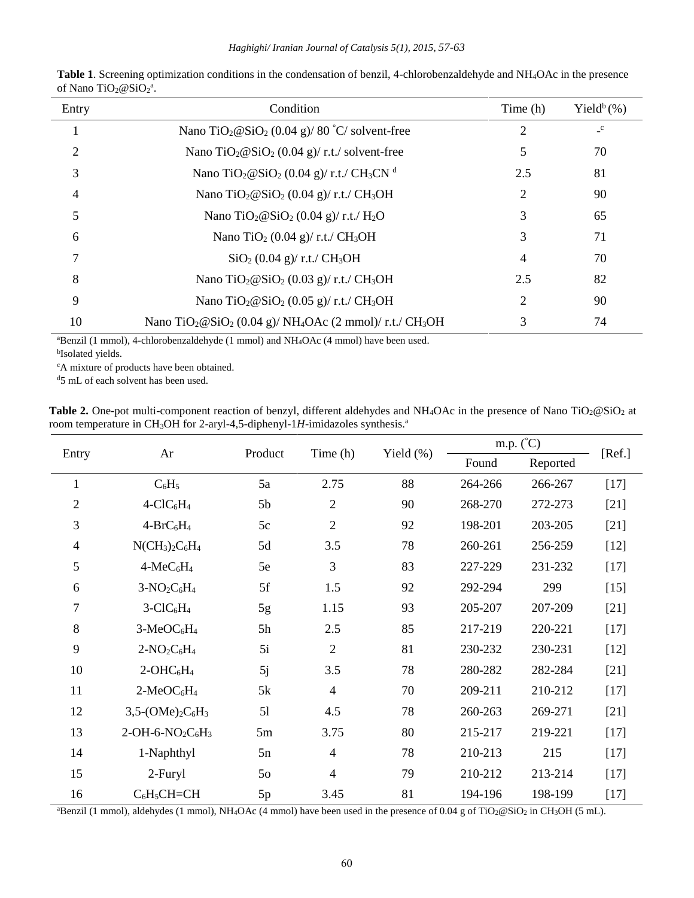**Table 1**. Screening optimization conditions in the condensation of benzil, 4-chlorobenzaldehyde and $NH_4OAc$ in the presence of Nano $TiO_2@SiO_2$[a].

| Entry | Condition | Time (h) | Yield[b] (%) |
|---|---|---|---|
| 1 | Nano $TiO_2@SiO_2$ (0.04 g)/ 80 ˚C/ solvent-free | 2 | -[c] |
| 2 | Nano $TiO_2@SiO_2$ (0.04 g)/ r.t./ solvent-free | 5 | 70 |
| 3 | Nano $TiO_2@SiO_2$ (0.04 g)/ r.t./ $CH_3CN$ [d] | 2.5 | 81 |
| 4 | Nano $TiO_2@SiO_2$ (0.04 g)/ r.t./ $CH_3OH$ | 2 | 90 |
| 5 | Nano $TiO_2@SiO_2$ (0.04 g)/ r.t./ $H_2O$ | 3 | 65 |
| 6 | Nano $TiO_2$ (0.04 g)/ r.t./ $CH_3OH$ | 3 | 71 |
| 7 | $SiO_2$ (0.04 g)/ r.t./ $CH_3OH$ | 4 | 70 |
| 8 | Nano $TiO_2@SiO_2$ (0.03 g)/ r.t./ $CH_3OH$ | 2.5 | 82 |
| 9 | Nano $TiO_2@SiO_2$ (0.05 g)/ r.t./ $CH_3OH$ | 2 | 90 |
| 10 | Nano $TiO_2@SiO_2$ (0.04 g)/ $NH_4OAc$ (2 mmol)/ r.t./ $CH_3OH$ | 3 | 74 |

[a]Benzil (1 mmol), 4-chlorobenzaldehyde (1 mmol) and $NH_4OAc$ (4 mmol) have been used.
[b]Isolated yields.
[c]A mixture of products have been obtained.
[d]5 mL of each solvent has been used.

**Table 2.** One-pot multi-component reaction of benzyl, different aldehydes and $NH_4OAc$ in the presence of Nano $TiO_2@SiO_2$ at room temperature in $CH_3OH$ for 2-aryl-4,5-diphenyl-1*H*-imidazoles synthesis.[a]

| Entry | Ar | Product | Time (h) | Yield (%) | m.p. (˚C) | | [Ref.] |
|---|---|---|---|---|---|---|---|
| | | | | | Found | Reported | |
| 1 | $C_6H_5$ | 5a | 2.75 | 88 | 264-266 | 266-267 | [17] |
| 2 | 4-$ClC_6H_4$ | 5b | 2 | 90 | 268-270 | 272-273 | [21] |
| 3 | 4-$BrC_6H_4$ | 5c | 2 | 92 | 198-201 | 203-205 | [21] |
| 4 | $N(CH_3)_2C_6H_4$ | 5d | 3.5 | 78 | 260-261 | 256-259 | [12] |
| 5 | 4-$MeC_6H_4$ | 5e | 3 | 83 | 227-229 | 231-232 | [17] |
| 6 | 3-$NO_2C_6H_4$ | 5f | 1.5 | 92 | 292-294 | 299 | [15] |
| 7 | 3-$ClC_6H_4$ | 5g | 1.15 | 93 | 205-207 | 207-209 | [21] |
| 8 | 3-$MeOC_6H_4$ | 5h | 2.5 | 85 | 217-219 | 220-221 | [17] |
| 9 | 2-$NO_2C_6H_4$ | 5i | 2 | 81 | 230-232 | 230-231 | [12] |
| 10 | 2-$OHC_6H_4$ | 5j | 3.5 | 78 | 280-282 | 282-284 | [21] |
| 11 | 2-$MeOC_6H_4$ | 5k | 4 | 70 | 209-211 | 210-212 | [17] |
| 12 | 3,5-$(OMe)_2C_6H_3$ | 5l | 4.5 | 78 | 260-263 | 269-271 | [21] |
| 13 | 2-OH-6-$NO_2C_6H_3$ | 5m | 3.75 | 80 | 215-217 | 219-221 | [17] |
| 14 | 1-Naphthyl | 5n | 4 | 78 | 210-213 | 215 | [17] |
| 15 | 2-Furyl | 5o | 4 | 79 | 210-212 | 213-214 | [17] |
| 16 | $C_6H_5CH=CH$ | 5p | 3.45 | 81 | 194-196 | 198-199 | [17] |

[a]Benzil (1 mmol), aldehydes (1 mmol), $NH_4OAc$ (4 mmol) have been used in the presence of 0.04 g of $TiO_2@SiO_2$ in $CH_3OH$ (5 mL).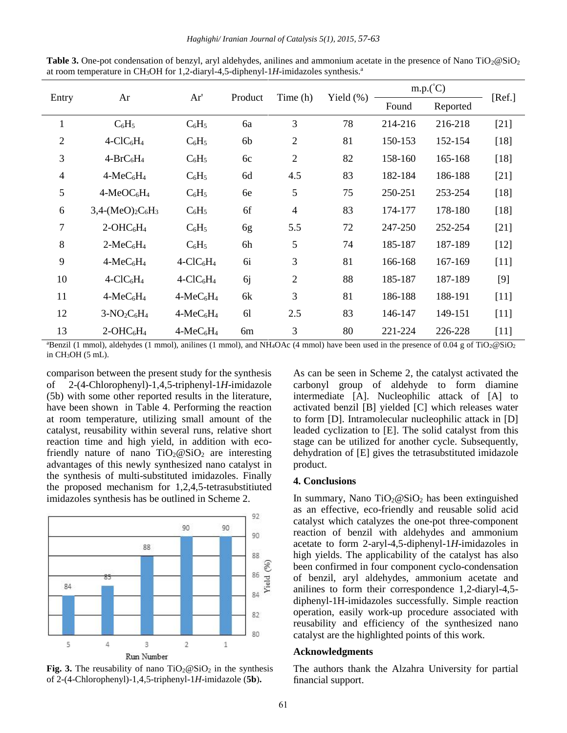**Table 3.** One-pot condensation of benzyl, aryl aldehydes, anilines and ammonium acetate in the presence of Nano $TiO_2@SiO_2$ at room temperature in $CH_3OH$ for 1,2-diaryl-4,5-diphenyl-1*H*-imidazoles synthesis.[a]

| Entry | Ar | Ar' | Product | Time (h) | Yield (%) | m.p.(°C) | | [Ref.] |
|---|---|---|---|---|---|---|---|---|
| | | | | | | Found | Reported | |
| 1 | $C_6H_5$ | $C_6H_5$ | 6a | 3 | 78 | 214-216 | 216-218 | [21] |
| 2 | 4-$ClC_6H_4$ | $C_6H_5$ | 6b | 2 | 81 | 150-153 | 152-154 | [18] |
| 3 | 4-$BrC_6H_4$ | $C_6H_5$ | 6c | 2 | 82 | 158-160 | 165-168 | [18] |
| 4 | 4-$MeC_6H_4$ | $C_6H_5$ | 6d | 4.5 | 83 | 182-184 | 186-188 | [21] |
| 5 | 4-$MeOC_6H_4$ | $C_6H_5$ | 6e | 5 | 75 | 250-251 | 253-254 | [18] |
| 6 | 3,4-$(MeO)_2C_6H_3$ | $C_6H_5$ | 6f | 4 | 83 | 174-177 | 178-180 | [18] |
| 7 | 2-$OHC_6H_4$ | $C_6H_5$ | 6g | 5.5 | 72 | 247-250 | 252-254 | [21] |
| 8 | 2-$MeC_6H_4$ | $C_6H_5$ | 6h | 5 | 74 | 185-187 | 187-189 | [12] |
| 9 | 4-$MeC_6H_4$ | 4-$ClC_6H_4$ | 6i | 3 | 81 | 166-168 | 167-169 | [11] |
| 10 | 4-$ClC_6H_4$ | 4-$ClC_6H_4$ | 6j | 2 | 88 | 185-187 | 187-189 | [9] |
| 11 | 4-$MeC_6H_4$ | 4-$MeC_6H_4$ | 6k | 3 | 81 | 186-188 | 188-191 | [11] |
| 12 | 3-$NO_2C_6H_4$ | 4-$MeC_6H_4$ | 6l | 2.5 | 83 | 146-147 | 149-151 | [11] |
| 13 | 2-$OHC_6H_4$ | 4-$MeC_6H_4$ | 6m | 3 | 80 | 221-224 | 226-228 | [11] |

[a]Benzil (1 mmol), aldehydes (1 mmol), anilines (1 mmol), and $NH_4OAc$ (4 mmol) have been used in the presence of 0.04 g of $TiO_2@SiO_2$ in $CH_3OH$ (5 mL).

comparison between the present study for the synthesis of 2-(4-Chlorophenyl)-1,4,5-triphenyl-1*H*-imidazole (5b) with some other reported results in the literature, have been shown in Table 4. Performing the reaction at room temperature, utilizing small amount of the catalyst, reusability within several runs, relative short reaction time and high yield, in addition with eco-friendly nature of nano $TiO_2@SiO_2$ are interesting advantages of this newly synthesized nano catalyst in the synthesis of multi-substituted imidazoles. Finally the proposed mechanism for 1,2,4,5-tetrasubstitiuted imidazoles synthesis has be outlined in Scheme 2.

| Run Number | 5 | 4 | 3 | 2 | 1 |
|---|---|---|---|---|---|
| Yield (%) | 84 | 85 | 88 | 90 | 90 |

**Fig. 3.** The reusability of nano $TiO_2@SiO_2$ in the synthesis of 2-(4-Chlorophenyl)-1,4,5-triphenyl-1*H*-imidazole (**5b**).

As can be seen in Scheme 2, the catalyst activated the carbonyl group of aldehyde to form diamine intermediate [A]. Nucleophilic attack of [A] to activated benzil [B] yielded [C] which releases water to form [D]. Intramolecular nucleophilic attack in [D] leaded cyclization to [E]. The solid catalyst from this stage can be utilized for another cycle. Subsequently, dehydration of [E] gives the tetrasubstituted imidazole product.

## 4. Conclusions

In summary, Nano $TiO_2@SiO_2$ has been extinguished as an effective, eco-friendly and reusable solid acid catalyst which catalyzes the one-pot three-component reaction of benzil with aldehydes and ammonium acetate to form 2-aryl-4,5-diphenyl-1*H*-imidazoles in high yields. The applicability of the catalyst has also been confirmed in four component cyclo-condensation of benzil, aryl aldehydes, ammonium acetate and anilines to form their correspondence 1,2-diaryl-4,5-diphenyl-1H-imidazoles successfully. Simple reaction operation, easily work-up procedure associated with reusability and efficiency of the synthesized nano catalyst are the highlighted points of this work.

## Acknowledgments

The authors thank the Alzahra University for partial financial support.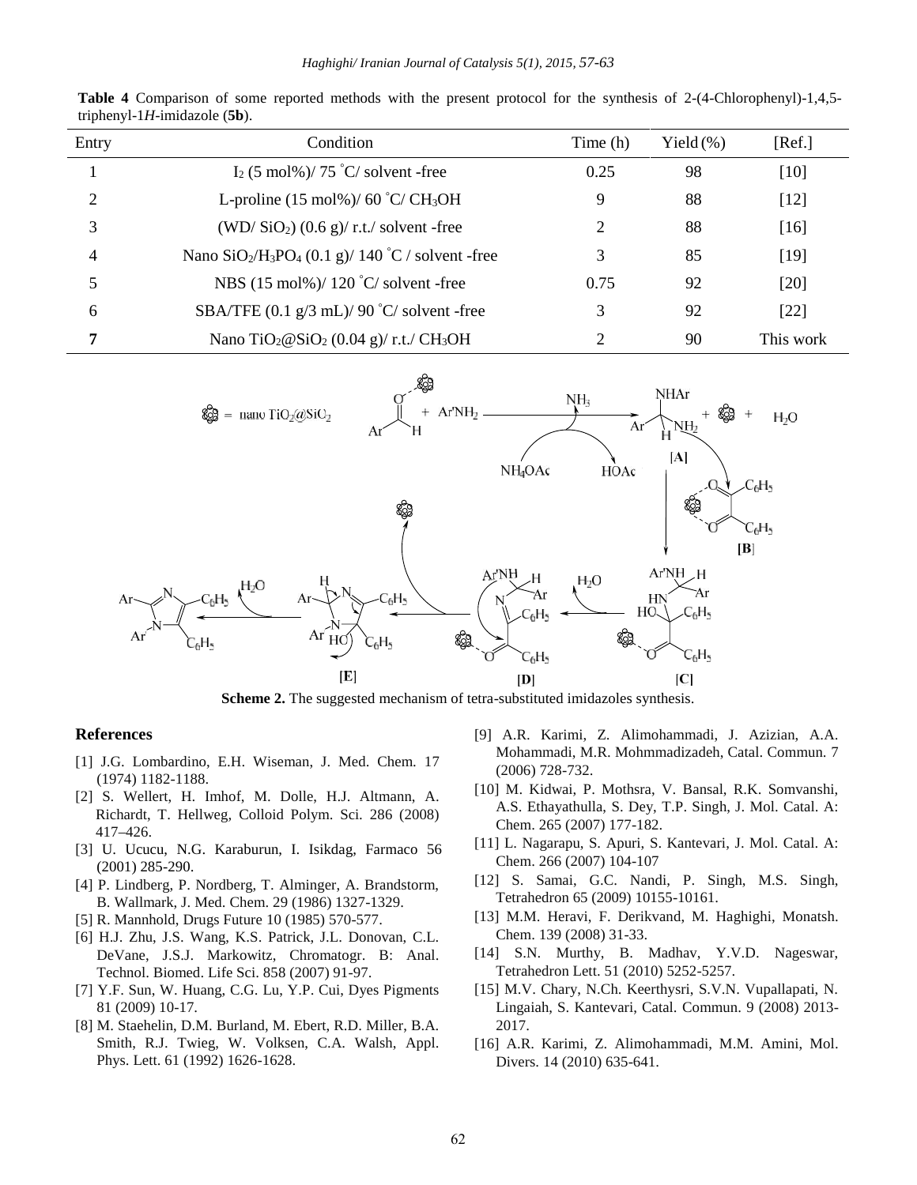**Table 4** Comparison of some reported methods with the present protocol for the synthesis of 2-(4-Chlorophenyl)-1,4,5-triphenyl-1*H*-imidazole (**5b**).

| Entry | Condition | Time (h) | Yield (%) | [Ref.] |
|---|---|---|---|---|
| 1 | $I_2$ (5 mol%)/ 75 °C/ solvent -free | 0.25 | 98 | [10] |
| 2 | L-proline (15 mol%)/ 60 °C/ $CH_3OH$ | 9 | 88 | [12] |
| 3 | (WD/ $SiO_2$) (0.6 g)/ r.t./ solvent -free | 2 | 88 | [16] |
| 4 | Nano $SiO_2$/$H_3PO_4$ (0.1 g)/ 140 °C / solvent -free | 3 | 85 | [19] |
| 5 | NBS (15 mol%)/ 120 °C/ solvent -free | 0.75 | 92 | [20] |
| 6 | SBA/TFE (0.1 g/3 mL)/ 90 °C/ solvent -free | 3 | 92 | [22] |
| **7** | Nano $TiO_2$@$SiO_2$ (0.04 g)/ r.t./ $CH_3OH$ | 2 | 90 | This work |

**Scheme 2.** The suggested mechanism of tetra-substituted imidazoles synthesis.

## References

[1] J.G. Lombardino, E.H. Wiseman, J. Med. Chem. 17 (1974) 1182-1188.

[2] S. Wellert, H. Imhof, M. Dolle, H.J. Altmann, A. Richardt, T. Hellweg, Colloid Polym. Sci. 286 (2008) 417–426.

[3] U. Ucucu, N.G. Karaburun, I. Isikdag, Farmaco 56 (2001) 285-290.

[4] P. Lindberg, P. Nordberg, T. Alminger, A. Brandstorm, B. Wallmark, J. Med. Chem. 29 (1986) 1327-1329.

[5] R. Mannhold, Drugs Future 10 (1985) 570-577.

[6] H.J. Zhu, J.S. Wang, K.S. Patrick, J.L. Donovan, C.L. DeVane, J.S.J. Markowitz, Chromatogr. B: Anal. Technol. Biomed. Life Sci. 858 (2007) 91-97.

[7] Y.F. Sun, W. Huang, C.G. Lu, Y.P. Cui, Dyes Pigments 81 (2009) 10-17.

[8] M. Staehelin, D.M. Burland, M. Ebert, R.D. Miller, B.A. Smith, R.J. Twieg, W. Volksen, C.A. Walsh, Appl. Phys. Lett. 61 (1992) 1626-1628.

[9] A.R. Karimi, Z. Alimohammadi, J. Azizian, A.A. Mohammadi, M.R. Mohmmadizadeh, Catal. Commun. 7 (2006) 728-732.

[10] M. Kidwai, P. Mothsra, V. Bansal, R.K. Somvanshi, A.S. Ethayathulla, S. Dey, T.P. Singh, J. Mol. Catal. A: Chem. 265 (2007) 177-182.

[11] L. Nagarapu, S. Apuri, S. Kantevari, J. Mol. Catal. A: Chem. 266 (2007) 104-107

[12] S. Samai, G.C. Nandi, P. Singh, M.S. Singh, Tetrahedron 65 (2009) 10155-10161.

[13] M.M. Heravi, F. Derikvand, M. Haghighi, Monatsh. Chem. 139 (2008) 31-33.

[14] S.N. Murthy, B. Madhav, Y.V.D. Nageswar, Tetrahedron Lett. 51 (2010) 5252-5257.

[15] M.V. Chary, N.Ch. Keerthysri, S.V.N. Vupallapati, N. Lingaiah, S. Kantevari, Catal. Commun. 9 (2008) 2013-2017.

[16] A.R. Karimi, Z. Alimohammadi, M.M. Amini, Mol. Divers. 14 (2010) 635-641.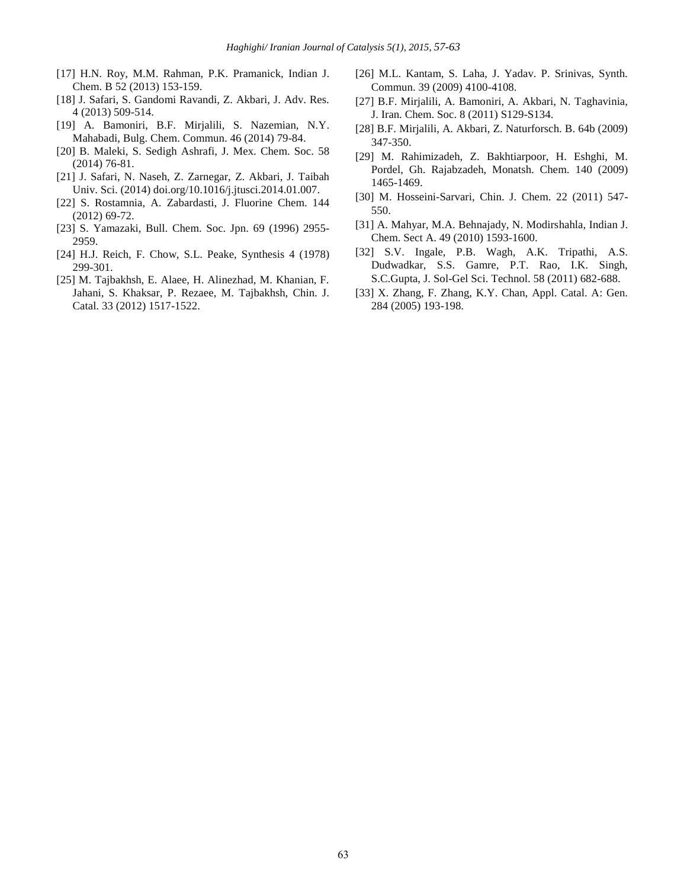[17] H.N. Roy, M.M. Rahman, P.K. Pramanick, Indian J. Chem. B 52 (2013) 153-159.

[18] J. Safari, S. Gandomi Ravandi, Z. Akbari, J. Adv. Res. 4 (2013) 509-514.

[19] A. Bamoniri, B.F. Mirjalili, S. Nazemian, N.Y. Mahabadi, Bulg. Chem. Commun. 46 (2014) 79-84.

[20] B. Maleki, S. Sedigh Ashrafi, J. Mex. Chem. Soc. 58 (2014) 76-81.

[21] J. Safari, N. Naseh, Z. Zarnegar, Z. Akbari, J. Taibah Univ. Sci. (2014) doi.org/10.1016/j.jtusci.2014.01.007.

[22] S. Rostamnia, A. Zabardasti, J. Fluorine Chem. 144 (2012) 69-72.

[23] S. Yamazaki, Bull. Chem. Soc. Jpn. 69 (1996) 2955-2959.

[24] H.J. Reich, F. Chow, S.L. Peake, Synthesis 4 (1978) 299-301.

[25] M. Tajbakhsh, E. Alaee, H. Alinezhad, M. Khanian, F. Jahani, S. Khaksar, P. Rezaee, M. Tajbakhsh, Chin. J. Catal. 33 (2012) 1517-1522.

[26] M.L. Kantam, S. Laha, J. Yadav. P. Srinivas, Synth. Commun. 39 (2009) 4100-4108.

[27] B.F. Mirjalili, A. Bamoniri, A. Akbari, N. Taghavinia, J. Iran. Chem. Soc. 8 (2011) S129-S134.

[28] B.F. Mirjalili, A. Akbari, Z. Naturforsch. B. 64b (2009) 347-350.

[29] M. Rahimizadeh, Z. Bakhtiarpoor, H. Eshghi, M. Pordel, Gh. Rajabzadeh, Monatsh. Chem. 140 (2009) 1465-1469.

[30] M. Hosseini-Sarvari, Chin. J. Chem. 22 (2011) 547-550.

[31] A. Mahyar, M.A. Behnajady, N. Modirshahla, Indian J. Chem. Sect A. 49 (2010) 1593-1600.

[32] S.V. Ingale, P.B. Wagh, A.K. Tripathi, A.S. Dudwadkar, S.S. Gamre, P.T. Rao, I.K. Singh, S.C.Gupta, J. Sol-Gel Sci. Technol. 58 (2011) 682-688.

[33] X. Zhang, F. Zhang, K.Y. Chan, Appl. Catal. A: Gen. 284 (2005) 193-198.